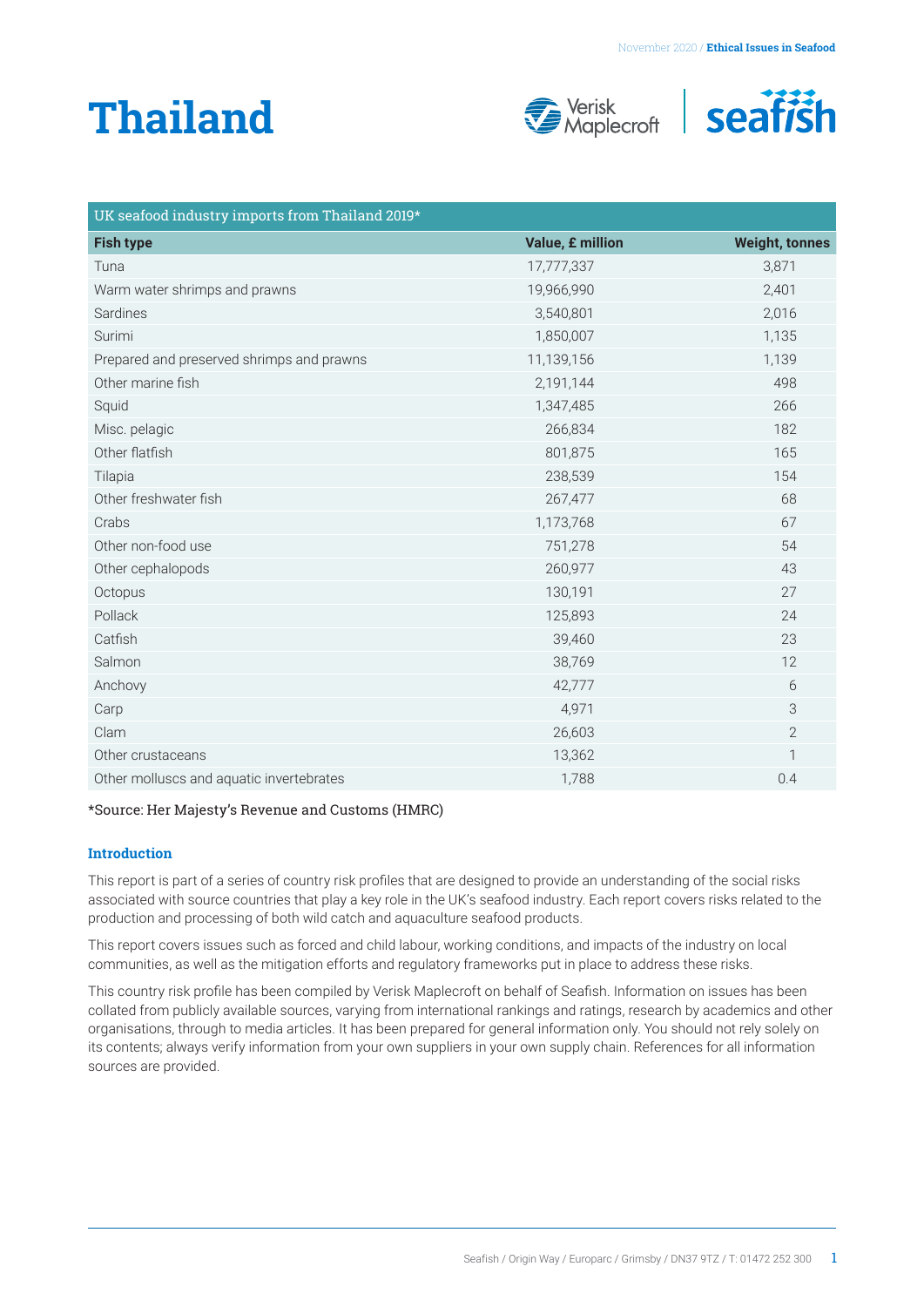# Thailand

| UK seafood industry imports from Thailand 2019* | | |
|---|---|---|
| **Fish type** | **Value, £ million** | **Weight, tonnes** |
| Tuna | 17,777,337 | 3,871 |
| Warm water shrimps and prawns | 19,966,990 | 2,401 |
| Sardines | 3,540,801 | 2,016 |
| Surimi | 1,850,007 | 1,135 |
| Prepared and preserved shrimps and prawns | 11,139,156 | 1,139 |
| Other marine fish | 2,191,144 | 498 |
| Squid | 1,347,485 | 266 |
| Misc. pelagic | 266,834 | 182 |
| Other flatfish | 801,875 | 165 |
| Tilapia | 238,539 | 154 |
| Other freshwater fish | 267,477 | 68 |
| Crabs | 1,173,768 | 67 |
| Other non-food use | 751,278 | 54 |
| Other cephalopods | 260,977 | 43 |
| Octopus | 130,191 | 27 |
| Pollack | 125,893 | 24 |
| Catfish | 39,460 | 23 |
| Salmon | 38,769 | 12 |
| Anchovy | 42,777 | 6 |
| Carp | 4,971 | 3 |
| Clam | 26,603 | 2 |
| Other crustaceans | 13,362 | 1 |
| Other molluscs and aquatic invertebrates | 1,788 | 0.4 |

*Source: Her Majesty's Revenue and Customs (HMRC)

### Introduction

This report is part of a series of country risk profiles that are designed to provide an understanding of the social risks associated with source countries that play a key role in the UK's seafood industry. Each report covers risks related to the production and processing of both wild catch and aquaculture seafood products.

This report covers issues such as forced and child labour, working conditions, and impacts of the industry on local communities, as well as the mitigation efforts and regulatory frameworks put in place to address these risks.

This country risk profile has been compiled by Verisk Maplecroft on behalf of Seafish. Information on issues has been collated from publicly available sources, varying from international rankings and ratings, research by academics and other organisations, through to media articles. It has been prepared for general information only. You should not rely solely on its contents; always verify information from your own suppliers in your own supply chain. References for all information sources are provided.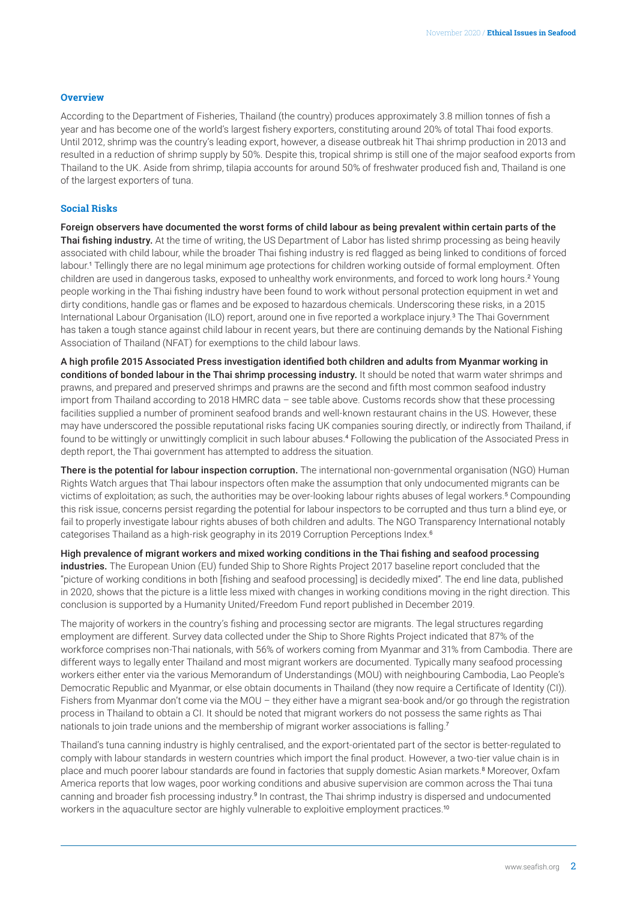### Overview

According to the Department of Fisheries, Thailand (the country) produces approximately 3.8 million tonnes of fish a year and has become one of the world's largest fishery exporters, constituting around 20% of total Thai food exports. Until 2012, shrimp was the country's leading export, however, a disease outbreak hit Thai shrimp production in 2013 and resulted in a reduction of shrimp supply by 50%. Despite this, tropical shrimp is still one of the major seafood exports from Thailand to the UK. Aside from shrimp, tilapia accounts for around 50% of freshwater produced fish and, Thailand is one of the largest exporters of tuna.

### Social Risks

**Foreign observers have documented the worst forms of child labour as being prevalent within certain parts of the Thai fishing industry.** At the time of writing, the US Department of Labor has listed shrimp processing as being heavily associated with child labour, while the broader Thai fishing industry is red flagged as being linked to conditions of forced labour.[1] Tellingly there are no legal minimum age protections for children working outside of formal employment. Often children are used in dangerous tasks, exposed to unhealthy work environments, and forced to work long hours.[2] Young people working in the Thai fishing industry have been found to work without personal protection equipment in wet and dirty conditions, handle gas or flames and be exposed to hazardous chemicals. Underscoring these risks, in a 2015 International Labour Organisation (ILO) report, around one in five reported a workplace injury.[3] The Thai Government has taken a tough stance against child labour in recent years, but there are continuing demands by the National Fishing Association of Thailand (NFAT) for exemptions to the child labour laws.

**A high profile 2015 Associated Press investigation identified both children and adults from Myanmar working in conditions of bonded labour in the Thai shrimp processing industry.** It should be noted that warm water shrimps and prawns, and prepared and preserved shrimps and prawns are the second and fifth most common seafood industry import from Thailand according to 2018 HMRC data – see table above. Customs records show that these processing facilities supplied a number of prominent seafood brands and well-known restaurant chains in the US. However, these may have underscored the possible reputational risks facing UK companies souring directly, or indirectly from Thailand, if found to be wittingly or unwittingly complicit in such labour abuses.[4] Following the publication of the Associated Press in depth report, the Thai government has attempted to address the situation.

**There is the potential for labour inspection corruption.** The international non-governmental organisation (NGO) Human Rights Watch argues that Thai labour inspectors often make the assumption that only undocumented migrants can be victims of exploitation; as such, the authorities may be over-looking labour rights abuses of legal workers.[5] Compounding this risk issue, concerns persist regarding the potential for labour inspectors to be corrupted and thus turn a blind eye, or fail to properly investigate labour rights abuses of both children and adults. The NGO Transparency International notably categorises Thailand as a high-risk geography in its 2019 Corruption Perceptions Index.[6]

**High prevalence of migrant workers and mixed working conditions in the Thai fishing and seafood processing industries.** The European Union (EU) funded Ship to Shore Rights Project 2017 baseline report concluded that the "picture of working conditions in both [fishing and seafood processing] is decidedly mixed". The end line data, published in 2020, shows that the picture is a little less mixed with changes in working conditions moving in the right direction. This conclusion is supported by a Humanity United/Freedom Fund report published in December 2019.

The majority of workers in the country's fishing and processing sector are migrants. The legal structures regarding employment are different. Survey data collected under the Ship to Shore Rights Project indicated that 87% of the workforce comprises non-Thai nationals, with 56% of workers coming from Myanmar and 31% from Cambodia. There are different ways to legally enter Thailand and most migrant workers are documented. Typically many seafood processing workers either enter via the various Memorandum of Understandings (MOU) with neighbouring Cambodia, Lao People's Democratic Republic and Myanmar, or else obtain documents in Thailand (they now require a Certificate of Identity (CI)). Fishers from Myanmar don't come via the MOU – they either have a migrant sea-book and/or go through the registration process in Thailand to obtain a CI. It should be noted that migrant workers do not possess the same rights as Thai nationals to join trade unions and the membership of migrant worker associations is falling.[7]

Thailand's tuna canning industry is highly centralised, and the export-orientated part of the sector is better-regulated to comply with labour standards in western countries which import the final product. However, a two-tier value chain is in place and much poorer labour standards are found in factories that supply domestic Asian markets.[8] Moreover, Oxfam America reports that low wages, poor working conditions and abusive supervision are common across the Thai tuna canning and broader fish processing industry.[9] In contrast, the Thai shrimp industry is dispersed and undocumented workers in the aquaculture sector are highly vulnerable to exploitive employment practices.[10]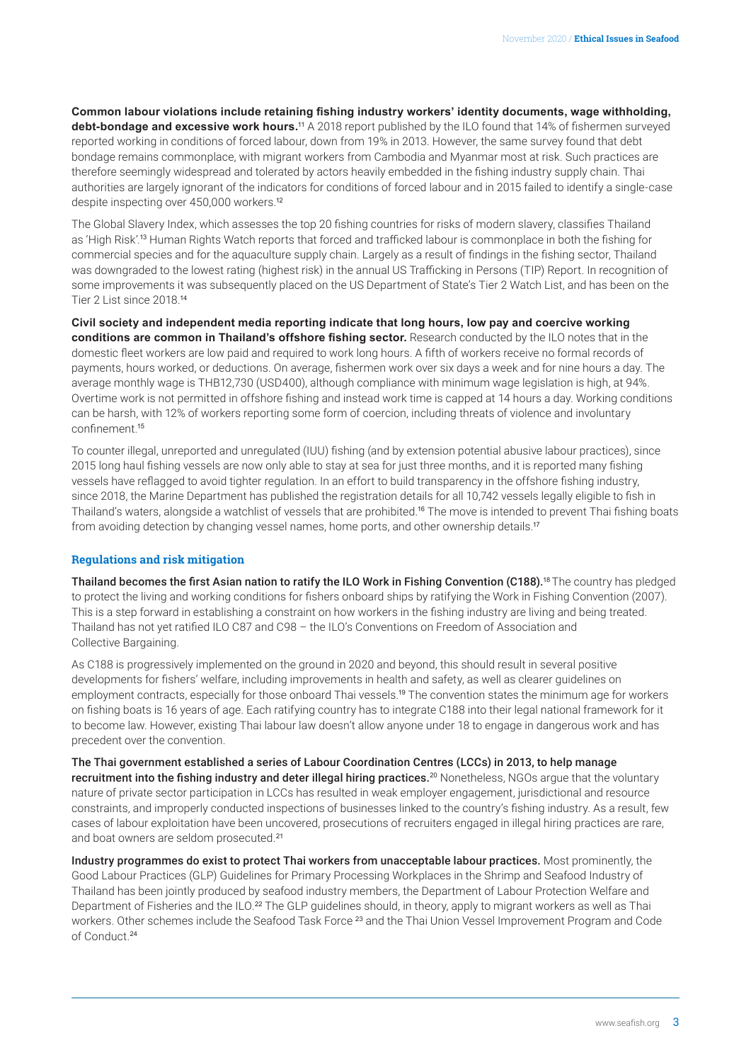**Common labour violations include retaining fishing industry workers' identity documents, wage withholding, debt-bondage and excessive work hours.**[11] A 2018 report published by the ILO found that 14% of fishermen surveyed reported working in conditions of forced labour, down from 19% in 2013. However, the same survey found that debt bondage remains commonplace, with migrant workers from Cambodia and Myanmar most at risk. Such practices are therefore seemingly widespread and tolerated by actors heavily embedded in the fishing industry supply chain. Thai authorities are largely ignorant of the indicators for conditions of forced labour and in 2015 failed to identify a single-case despite inspecting over 450,000 workers.[12]

The Global Slavery Index, which assesses the top 20 fishing countries for risks of modern slavery, classifies Thailand as 'High Risk'.[13] Human Rights Watch reports that forced and trafficked labour is commonplace in both the fishing for commercial species and for the aquaculture supply chain. Largely as a result of findings in the fishing sector, Thailand was downgraded to the lowest rating (highest risk) in the annual US Trafficking in Persons (TIP) Report. In recognition of some improvements it was subsequently placed on the US Department of State's Tier 2 Watch List, and has been on the Tier 2 List since 2018.[14]

**Civil society and independent media reporting indicate that long hours, low pay and coercive working conditions are common in Thailand's offshore fishing sector.** Research conducted by the ILO notes that in the domestic fleet workers are low paid and required to work long hours. A fifth of workers receive no formal records of payments, hours worked, or deductions. On average, fishermen work over six days a week and for nine hours a day. The average monthly wage is THB12,730 (USD400), although compliance with minimum wage legislation is high, at 94%. Overtime work is not permitted in offshore fishing and instead work time is capped at 14 hours a day. Working conditions can be harsh, with 12% of workers reporting some form of coercion, including threats of violence and involuntary confinement.[15]

To counter illegal, unreported and unregulated (IUU) fishing (and by extension potential abusive labour practices), since 2015 long haul fishing vessels are now only able to stay at sea for just three months, and it is reported many fishing vessels have reflagged to avoid tighter regulation. In an effort to build transparency in the offshore fishing industry, since 2018, the Marine Department has published the registration details for all 10,742 vessels legally eligible to fish in Thailand's waters, alongside a watchlist of vessels that are prohibited.[16] The move is intended to prevent Thai fishing boats from avoiding detection by changing vessel names, home ports, and other ownership details.[17]

### Regulations and risk mitigation

**Thailand becomes the first Asian nation to ratify the ILO Work in Fishing Convention (C188).**[18] The country has pledged to protect the living and working conditions for fishers onboard ships by ratifying the Work in Fishing Convention (2007). This is a step forward in establishing a constraint on how workers in the fishing industry are living and being treated. Thailand has not yet ratified ILO C87 and C98 – the ILO's Conventions on Freedom of Association and Collective Bargaining.

As C188 is progressively implemented on the ground in 2020 and beyond, this should result in several positive developments for fishers' welfare, including improvements in health and safety, as well as clearer guidelines on employment contracts, especially for those onboard Thai vessels.[19] The convention states the minimum age for workers on fishing boats is 16 years of age. Each ratifying country has to integrate C188 into their legal national framework for it to become law. However, existing Thai labour law doesn't allow anyone under 18 to engage in dangerous work and has precedent over the convention.

**The Thai government established a series of Labour Coordination Centres (LCCs) in 2013, to help manage recruitment into the fishing industry and deter illegal hiring practices.**[20] Nonetheless, NGOs argue that the voluntary nature of private sector participation in LCCs has resulted in weak employer engagement, jurisdictional and resource constraints, and improperly conducted inspections of businesses linked to the country's fishing industry. As a result, few cases of labour exploitation have been uncovered, prosecutions of recruiters engaged in illegal hiring practices are rare, and boat owners are seldom prosecuted.[21]

**Industry programmes do exist to protect Thai workers from unacceptable labour practices.** Most prominently, the Good Labour Practices (GLP) Guidelines for Primary Processing Workplaces in the Shrimp and Seafood Industry of Thailand has been jointly produced by seafood industry members, the Department of Labour Protection Welfare and Department of Fisheries and the ILO.[22] The GLP guidelines should, in theory, apply to migrant workers as well as Thai workers. Other schemes include the Seafood Task Force [23] and the Thai Union Vessel Improvement Program and Code of Conduct.[24]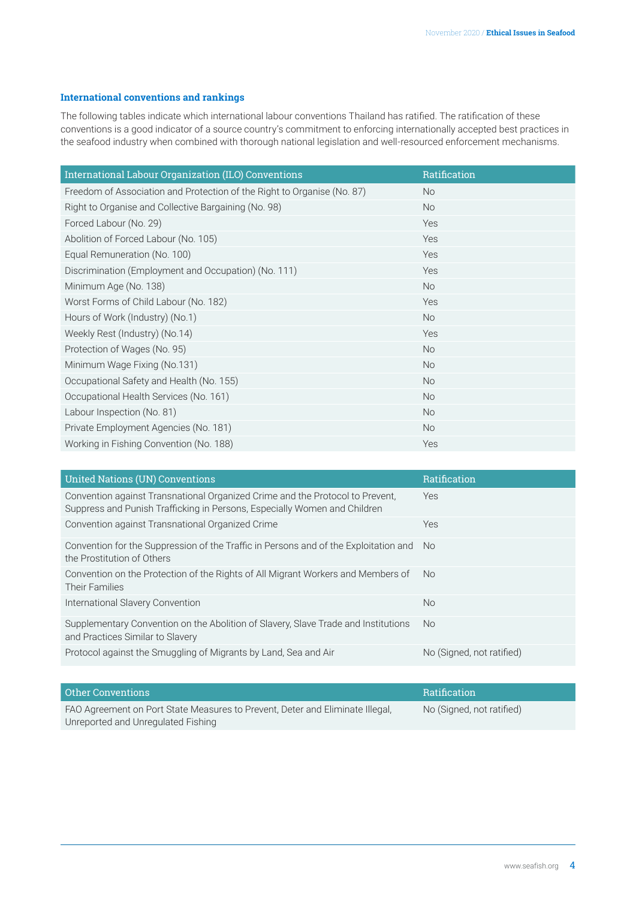### International conventions and rankings

The following tables indicate which international labour conventions Thailand has ratified. The ratification of these conventions is a good indicator of a source country's commitment to enforcing internationally accepted best practices in the seafood industry when combined with thorough national legislation and well-resourced enforcement mechanisms.

| International Labour Organization (ILO) Conventions | Ratification |
|---|---|
| Freedom of Association and Protection of the Right to Organise (No. 87) | No |
| Right to Organise and Collective Bargaining (No. 98) | No |
| Forced Labour (No. 29) | Yes |
| Abolition of Forced Labour (No. 105) | Yes |
| Equal Remuneration (No. 100) | Yes |
| Discrimination (Employment and Occupation) (No. 111) | Yes |
| Minimum Age (No. 138) | No |
| Worst Forms of Child Labour (No. 182) | Yes |
| Hours of Work (Industry) (No.1) | No |
| Weekly Rest (Industry) (No.14) | Yes |
| Protection of Wages (No. 95) | No |
| Minimum Wage Fixing (No.131) | No |
| Occupational Safety and Health (No. 155) | No |
| Occupational Health Services (No. 161) | No |
| Labour Inspection (No. 81) | No |
| Private Employment Agencies (No. 181) | No |
| Working in Fishing Convention (No. 188) | Yes |

| United Nations (UN) Conventions | Ratification |
|---|---|
| Convention against Transnational Organized Crime and the Protocol to Prevent, Suppress and Punish Trafficking in Persons, Especially Women and Children | Yes |
| Convention against Transnational Organized Crime | Yes |
| Convention for the Suppression of the Traffic in Persons and of the Exploitation and the Prostitution of Others | No |
| Convention on the Protection of the Rights of All Migrant Workers and Members of Their Families | No |
| International Slavery Convention | No |
| Supplementary Convention on the Abolition of Slavery, Slave Trade and Institutions and Practices Similar to Slavery | No |
| Protocol against the Smuggling of Migrants by Land, Sea and Air | No (Signed, not ratified) |

| Other Conventions | Ratification |
|---|---|
| FAO Agreement on Port State Measures to Prevent, Deter and Eliminate Illegal, Unreported and Unregulated Fishing | No (Signed, not ratified) |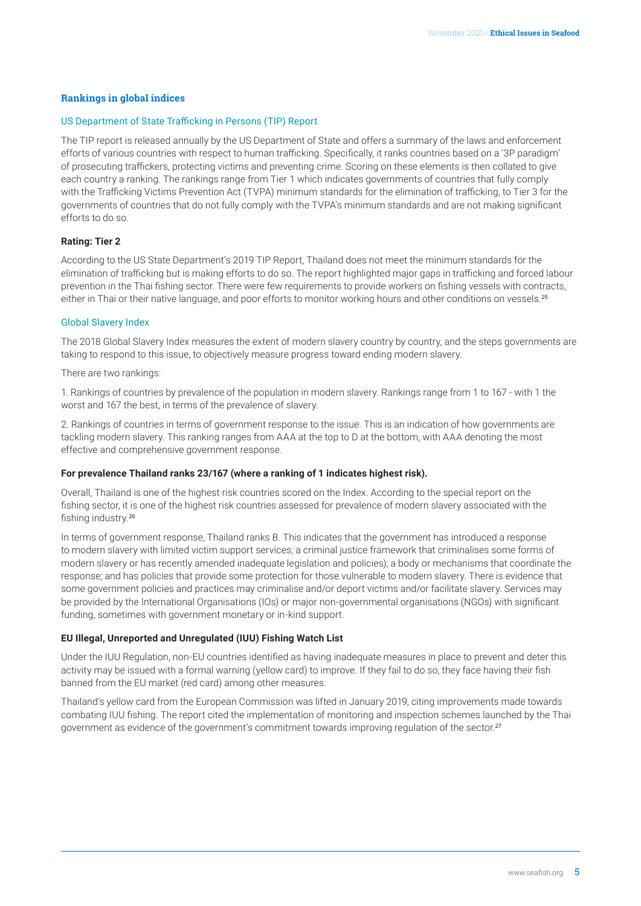### Rankings in global indices

#### US Department of State Trafficking in Persons (TIP) Report

The TIP report is released annually by the US Department of State and offers a summary of the laws and enforcement efforts of various countries with respect to human trafficking. Specifically, it ranks countries based on a '3P paradigm' of prosecuting traffickers, protecting victims and preventing crime. Scoring on these elements is then collated to give each country a ranking. The rankings range from Tier 1 which indicates governments of countries that fully comply with the Trafficking Victims Prevention Act (TVPA) minimum standards for the elimination of trafficking, to Tier 3 for the governments of countries that do not fully comply with the TVPA's minimum standards and are not making significant efforts to do so.

**Rating: Tier 2**

According to the US State Department's 2019 TIP Report, Thailand does not meet the minimum standards for the elimination of trafficking but is making efforts to do so. The report highlighted major gaps in trafficking and forced labour prevention in the Thai fishing sector. There were few requirements to provide workers on fishing vessels with contracts, either in Thai or their native language, and poor efforts to monitor working hours and other conditions on vessels.[25]

#### Global Slavery Index

The 2018 Global Slavery Index measures the extent of modern slavery country by country, and the steps governments are taking to respond to this issue, to objectively measure progress toward ending modern slavery.

There are two rankings:

1. Rankings of countries by prevalence of the population in modern slavery. Rankings range from 1 to 167 - with 1 the worst and 167 the best, in terms of the prevalence of slavery.

2. Rankings of countries in terms of government response to the issue. This is an indication of how governments are tackling modern slavery. This ranking ranges from AAA at the top to D at the bottom, with AAA denoting the most effective and comprehensive government response.

**For prevalence Thailand ranks 23/167 (where a ranking of 1 indicates highest risk).**

Overall, Thailand is one of the highest risk countries scored on the Index. According to the special report on the fishing sector, it is one of the highest risk countries assessed for prevalence of modern slavery associated with the fishing industry.[26]

In terms of government response, Thailand ranks B. This indicates that the government has introduced a response to modern slavery with limited victim support services; a criminal justice framework that criminalises some forms of modern slavery or has recently amended inadequate legislation and policies); a body or mechanisms that coordinate the response; and has policies that provide some protection for those vulnerable to modern slavery. There is evidence that some government policies and practices may criminalise and/or deport victims and/or facilitate slavery. Services may be provided by the International Organisations (IOs) or major non-governmental organisations (NGOs) with significant funding, sometimes with government monetary or in-kind support.

**EU Illegal, Unreported and Unregulated (IUU) Fishing Watch List**

Under the IUU Regulation, non-EU countries identified as having inadequate measures in place to prevent and deter this activity may be issued with a formal warning (yellow card) to improve. If they fail to do so, they face having their fish banned from the EU market (red card) among other measures.

Thailand's yellow card from the European Commission was lifted in January 2019, citing improvements made towards combating IUU fishing. The report cited the implementation of monitoring and inspection schemes launched by the Thai government as evidence of the government's commitment towards improving regulation of the sector.[27]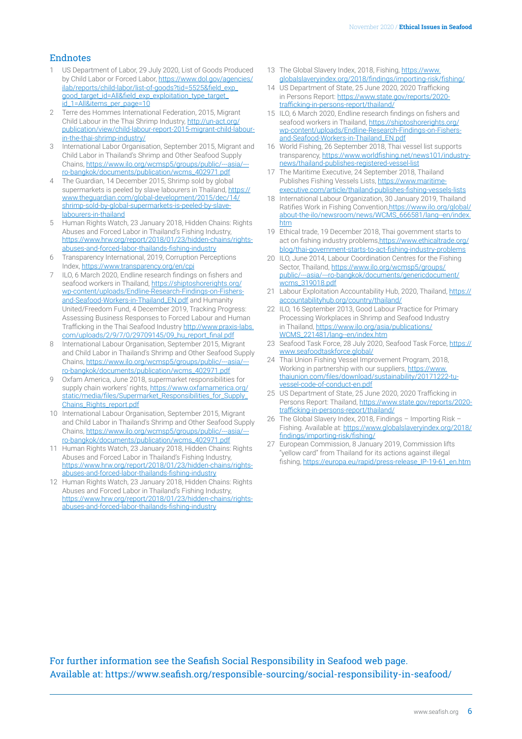## Endnotes

1. US Department of Labor, 29 July 2020, List of Goods Produced by Child Labor or Forced Labor, https://www.dol.gov/agencies/ilab/reports/child-labor/list-of-goods?tid=5525&field_exp_good_target_id=All&field_exp_exploitation_type_target_id_1=All&items_per_page=10
2. Terre des Hommes International Federation, 2015, Migrant Child Labour in the Thai Shrimp Industry, http://un-act.org/publication/view/child-labour-report-2015-migrant-child-labour-in-the-thai-shrimp-industry/
3. International Labor Organisation, September 2015, Migrant and Child Labor in Thailand's Shrimp and Other Seafood Supply Chains, https://www.ilo.org/wcmsp5/groups/public/---asia/---ro-bangkok/documents/publication/wcms_402971.pdf
4. The Guardian, 14 December 2015, Shrimp sold by global supermarkets is peeled by slave labourers in Thailand, https://www.theguardian.com/global-development/2015/dec/14/shrimp-sold-by-global-supermarkets-is-peeled-by-slave-labourers-in-thailand
5. Human Rights Watch, 23 January 2018, Hidden Chains: Rights Abuses and Forced Labor in Thailand's Fishing Industry, https://www.hrw.org/report/2018/01/23/hidden-chains/rights-abuses-and-forced-labor-thailands-fishing-industry
6. Transparency International, 2019, Corruption Perceptions Index, https://www.transparency.org/en/cpi
7. ILO, 6 March 2020, Endline research findings on fishers and seafood workers in Thailand, https://shiptoshorerights.org/wp-content/uploads/Endline-Research-Findings-on-Fishers-and-Seafood-Workers-in-Thailand_EN.pdf and Humanity United/Freedom Fund, 4 December 2019, Tracking Progress: Assessing Business Responses to Forced Labour and Human Trafficking in the Thai Seafood Industry http://www.praxis-labs.com/uploads/2/9/7/0/29709145/09_hu_report_final.pdf
8. International Labour Organisation, September 2015, Migrant and Child Labor in Thailand's Shrimp and Other Seafood Supply Chains, https://www.ilo.org/wcmsp5/groups/public/---asia/---ro-bangkok/documents/publication/wcms_402971.pdf
9. Oxfam America, June 2018, supermarket responsibilities for supply chain workers' rights, https://www.oxfamamerica.org/static/media/files/Supermarket_Responsibilities_for_Supply_Chains_Rights_report.pdf
10. International Labour Organisation, September 2015, Migrant and Child Labor in Thailand's Shrimp and Other Seafood Supply Chains, https://www.ilo.org/wcmsp5/groups/public/---asia/---ro-bangkok/documents/publication/wcms_402971.pdf
11. Human Rights Watch, 23 January 2018, Hidden Chains: Rights Abuses and Forced Labor in Thailand's Fishing Industry, https://www.hrw.org/report/2018/01/23/hidden-chains/rights-abuses-and-forced-labor-thailands-fishing-industry
12. Human Rights Watch, 23 January 2018, Hidden Chains: Rights Abuses and Forced Labor in Thailand's Fishing Industry, https://www.hrw.org/report/2018/01/23/hidden-chains/rights-abuses-and-forced-labor-thailands-fishing-industry
13. The Global Slavery Index, 2018, Fishing, https://www.globalslaveryindex.org/2018/findings/importing-risk/fishing/
14. US Department of State, 25 June 2020, 2020 Trafficking in Persons Report: https://www.state.gov/reports/2020-trafficking-in-persons-report/thailand/
15. ILO, 6 March 2020, Endline research findings on fishers and seafood workers in Thailand, https://shiptoshorerights.org/wp-content/uploads/Endline-Research-Findings-on-Fishers-and-Seafood-Workers-in-Thailand_EN.pdf
16. World Fishing, 26 September 2018, Thai vessel list supports transparency, https://www.worldfishing.net/news101/industry-news/thailand-publishes-registered-vessel-list
17. The Maritime Executive, 24 September 2018, Thailand Publishes Fishing Vessels Lists, https://www.maritime-executive.com/article/thailand-publishes-fishing-vessels-lists
18. International Labour Organization, 30 January 2019, Thailand Ratifies Work in Fishing Convention,https://www.ilo.org/global/about-the-ilo/newsroom/news/WCMS_666581/lang--en/index.htm
19. Ethical trade, 19 December 2018, Thai government starts to act on fishing industry problems,https://www.ethicaltrade.org/blog/thai-government-starts-to-act-fishing-industry-problems
20. ILO, June 2014, Labour Coordination Centres for the Fishing Sector, Thailand, https://www.ilo.org/wcmsp5/groups/public/---asia/---ro-bangkok/documents/genericdocument/wcms_319018.pdf
21. Labour Exploitation Accountability Hub, 2020, Thailand, https://accountabilityhub.org/country/thailand/
22. ILO, 16 September 2013, Good Labour Practice for Primary Processing Workplaces in Shrimp and Seafood Industry in Thailand, https://www.ilo.org/asia/publications/WCMS_221481/lang--en/index.htm
23. Seafood Task Force, 28 July 2020, Seafood Task Force, https://www.seafoodtaskforce.global/
24. Thai Union Fishing Vessel Improvement Program, 2018, Working in partnership with our suppliers, https://www.thaiunion.com/files/download/sustainability/20171222-tu-vessel-code-of-conduct-en.pdf
25. US Department of State, 25 June 2020, 2020 Trafficking in Persons Report: Thailand, https://www.state.gov/reports/2020-trafficking-in-persons-report/thailand/
26. The Global Slavery Index, 2018, Findings – Importing Risk – Fishing. Available at: https://www.globalslaveryindex.org/2018/findings/importing-risk/fishing/
27. European Commission, 8 January 2019, Commission lifts "yellow card" from Thailand for its actions against illegal fishing, https://europa.eu/rapid/press-release_IP-19-61_en.htm

For further information see the Seafish Social Responsibility in Seafood web page.
Available at: https://www.seafish.org/responsible-sourcing/social-responsibility-in-seafood/